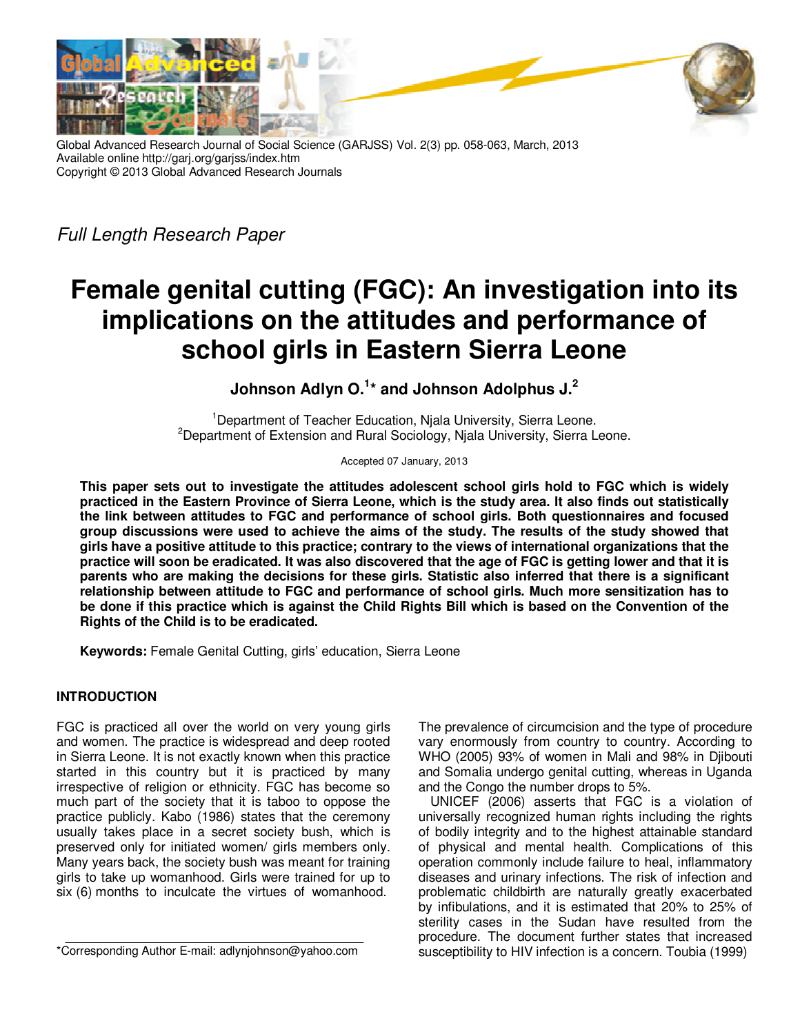Global Advanced Research Journal of Social Science (GARJSS) Vol. 2(3) pp. 058-063, March, 2013
Available online http://garj.org/garjss/index.htm
Copyright © 2013 Global Advanced Research Journals

*Full Length Research Paper*

# Female genital cutting (FGC): An investigation into its implications on the attitudes and performance of school girls in Eastern Sierra Leone

**Johnson Adlyn O.[1]* and Johnson Adolphus J.[2]**

[1]Department of Teacher Education, Njala University, Sierra Leone.
[2]Department of Extension and Rural Sociology, Njala University, Sierra Leone.

Accepted 07 January, 2013

**This paper sets out to investigate the attitudes adolescent school girls hold to FGC which is widely practiced in the Eastern Province of Sierra Leone, which is the study area. It also finds out statistically the link between attitudes to FGC and performance of school girls. Both questionnaires and focused group discussions were used to achieve the aims of the study. The results of the study showed that girls have a positive attitude to this practice; contrary to the views of international organizations that the practice will soon be eradicated. It was also discovered that the age of FGC is getting lower and that it is parents who are making the decisions for these girls. Statistic also inferred that there is a significant relationship between attitude to FGC and performance of school girls. Much more sensitization has to be done if this practice which is against the Child Rights Bill which is based on the Convention of the Rights of the Child is to be eradicated.**

**Keywords:** Female Genital Cutting, girls' education, Sierra Leone

## INTRODUCTION

FGC is practiced all over the world on very young girls and women. The practice is widespread and deep rooted in Sierra Leone. It is not exactly known when this practice started in this country but it is practiced by many irrespective of religion or ethnicity. FGC has become so much part of the society that it is taboo to oppose the practice publicly. Kabo (1986) states that the ceremony usually takes place in a secret society bush, which is preserved only for initiated women/ girls members only. Many years back, the society bush was meant for training girls to take up womanhood. Girls were trained for up to six (6) months to inculcate the virtues of womanhood.

The prevalence of circumcision and the type of procedure vary enormously from country to country. According to WHO (2005) 93% of women in Mali and 98% in Djibouti and Somalia undergo genital cutting, whereas in Uganda and the Congo the number drops to 5%.

UNICEF (2006) asserts that FGC is a violation of universally recognized human rights including the rights of bodily integrity and to the highest attainable standard of physical and mental health. Complications of this operation commonly include failure to heal, inflammatory diseases and urinary infections. The risk of infection and problematic childbirth are naturally greatly exacerbated by infibulations, and it is estimated that 20% to 25% of sterility cases in the Sudan have resulted from the procedure. The document further states that increased susceptibility to HIV infection is a concern. Toubia (1999)

*Corresponding Author E-mail: adlynjohnson@yahoo.com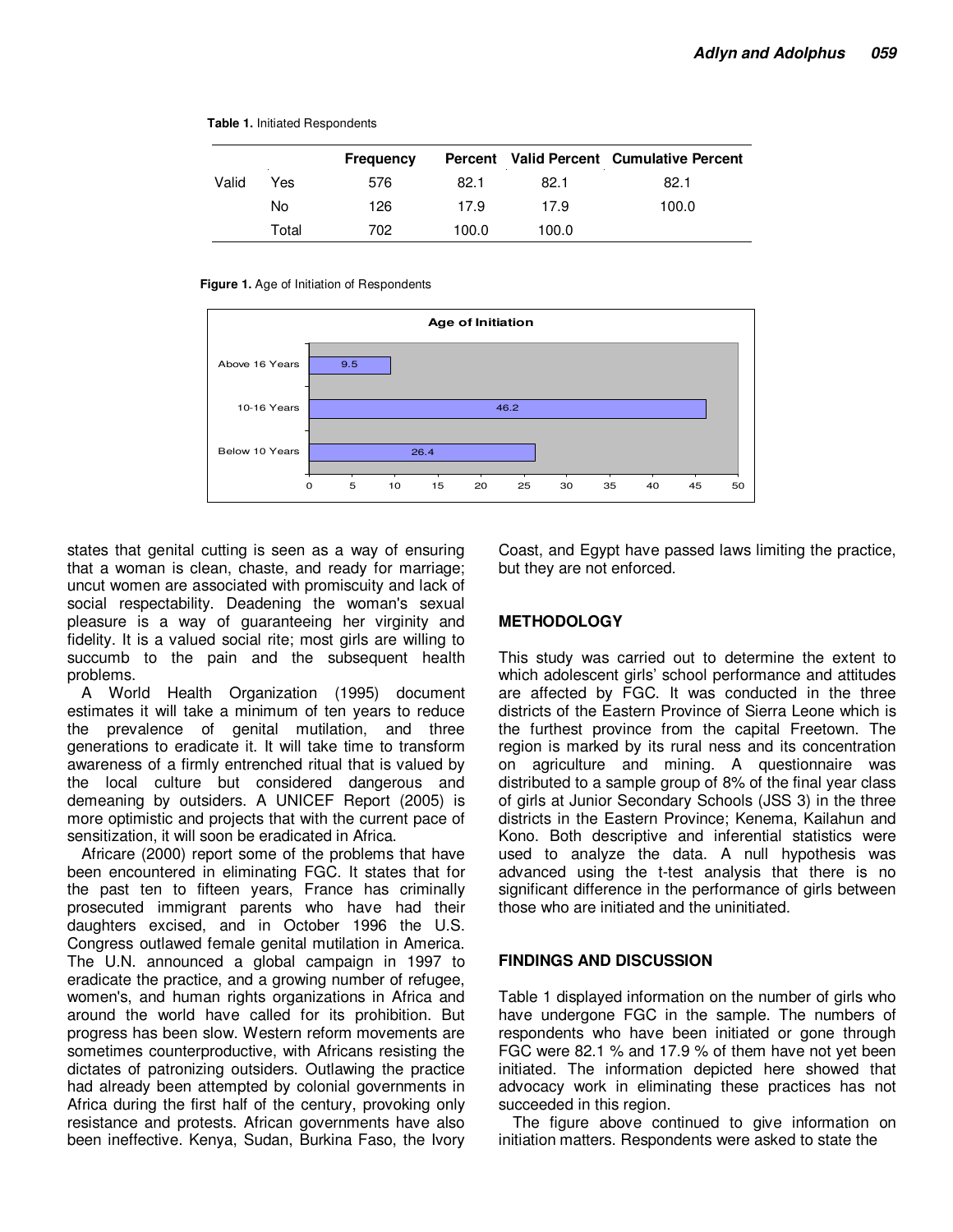**Table 1.** Initiated Respondents

| | | Frequency | Percent | Valid Percent | Cumulative Percent |
|---|---|---|---|---|---|
| Valid | Yes | 576 | 82.1 | 82.1 | 82.1 |
| | No | 126 | 17.9 | 17.9 | 100.0 |
| | Total | 702 | 100.0 | 100.0 | |

**Figure 1.** Age of Initiation of Respondents

states that genital cutting is seen as a way of ensuring that a woman is clean, chaste, and ready for marriage; uncut women are associated with promiscuity and lack of social respectability. Deadening the woman's sexual pleasure is a way of guaranteeing her virginity and fidelity. It is a valued social rite; most girls are willing to succumb to the pain and the subsequent health problems.

A World Health Organization (1995) document estimates it will take a minimum of ten years to reduce the prevalence of genital mutilation, and three generations to eradicate it. It will take time to transform awareness of a firmly entrenched ritual that is valued by the local culture but considered dangerous and demeaning by outsiders. A UNICEF Report (2005) is more optimistic and projects that with the current pace of sensitization, it will soon be eradicated in Africa.

Africare (2000) report some of the problems that have been encountered in eliminating FGC. It states that for the past ten to fifteen years, France has criminally prosecuted immigrant parents who have had their daughters excised, and in October 1996 the U.S. Congress outlawed female genital mutilation in America. The U.N. announced a global campaign in 1997 to eradicate the practice, and a growing number of refugee, women's, and human rights organizations in Africa and around the world have called for its prohibition. But progress has been slow. Western reform movements are sometimes counterproductive, with Africans resisting the dictates of patronizing outsiders. Outlawing the practice had already been attempted by colonial governments in Africa during the first half of the century, provoking only resistance and protests. African governments have also been ineffective. Kenya, Sudan, Burkina Faso, the Ivory Coast, and Egypt have passed laws limiting the practice, but they are not enforced.

## METHODOLOGY

This study was carried out to determine the extent to which adolescent girls' school performance and attitudes are affected by FGC. It was conducted in the three districts of the Eastern Province of Sierra Leone which is the furthest province from the capital Freetown. The region is marked by its rural ness and its concentration on agriculture and mining. A questionnaire was distributed to a sample group of 8% of the final year class of girls at Junior Secondary Schools (JSS 3) in the three districts in the Eastern Province; Kenema, Kailahun and Kono. Both descriptive and inferential statistics were used to analyze the data. A null hypothesis was advanced using the t-test analysis that there is no significant difference in the performance of girls between those who are initiated and the uninitiated.

## FINDINGS AND DISCUSSION

Table 1 displayed information on the number of girls who have undergone FGC in the sample. The numbers of respondents who have been initiated or gone through FGC were 82.1 % and 17.9 % of them have not yet been initiated. The information depicted here showed that advocacy work in eliminating these practices has not succeeded in this region.

The figure above continued to give information on initiation matters. Respondents were asked to state the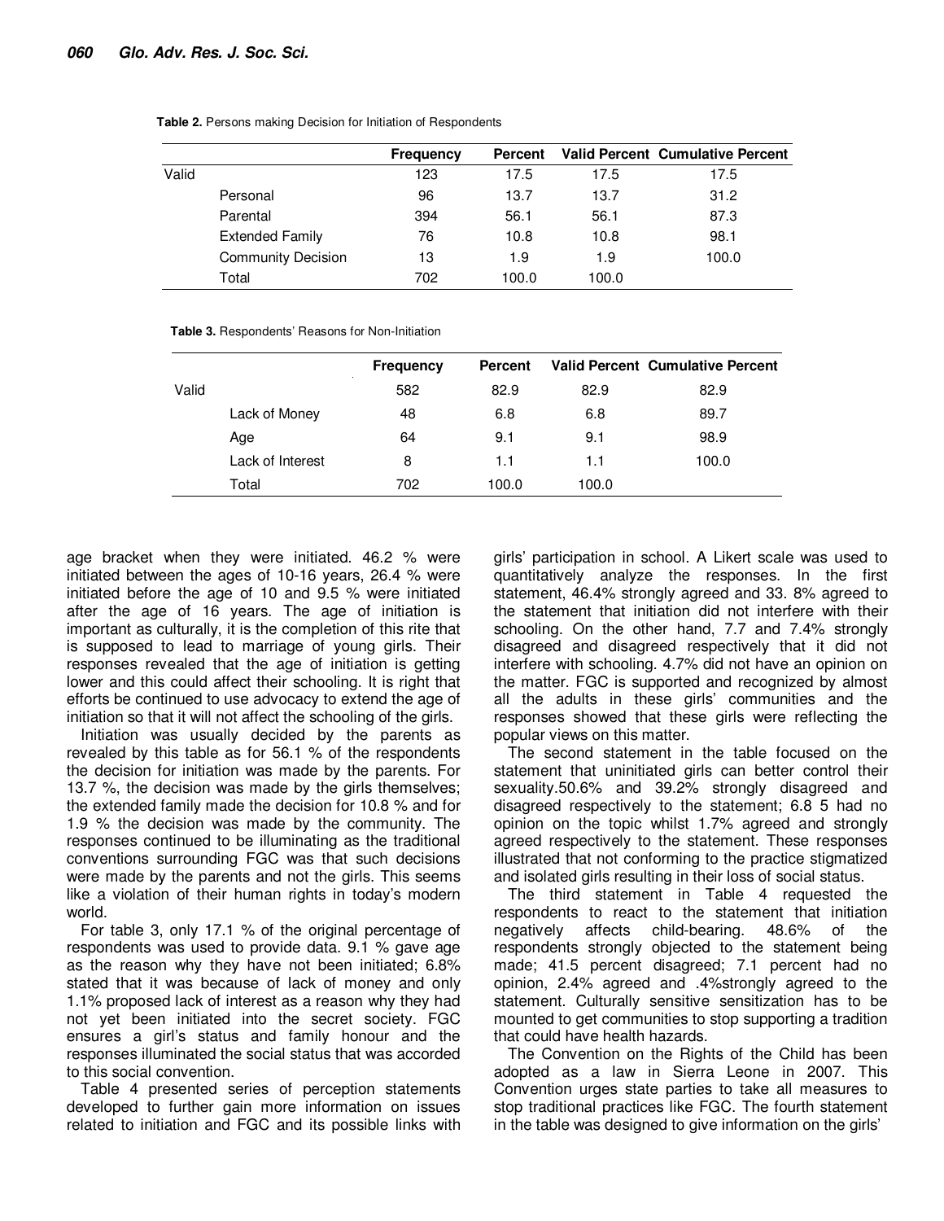**Table 2.** Persons making Decision for Initiation of Respondents

| | | Frequency | Percent | Valid Percent | Cumulative Percent |
|---|---|---|---|---|---|
| Valid | | 123 | 17.5 | 17.5 | 17.5 |
| | Personal | 96 | 13.7 | 13.7 | 31.2 |
| | Parental | 394 | 56.1 | 56.1 | 87.3 |
| | Extended Family | 76 | 10.8 | 10.8 | 98.1 |
| | Community Decision | 13 | 1.9 | 1.9 | 100.0 |
| | Total | 702 | 100.0 | 100.0 | |

**Table 3.** Respondents' Reasons for Non-Initiation

| | | Frequency | Percent | Valid Percent | Cumulative Percent |
|---|---|---|---|---|---|
| Valid | | 582 | 82.9 | 82.9 | 82.9 |
| | Lack of Money | 48 | 6.8 | 6.8 | 89.7 |
| | Age | 64 | 9.1 | 9.1 | 98.9 |
| | Lack of Interest | 8 | 1.1 | 1.1 | 100.0 |
| | Total | 702 | 100.0 | 100.0 | |

age bracket when they were initiated. 46.2 % were initiated between the ages of 10-16 years, 26.4 % were initiated before the age of 10 and 9.5 % were initiated after the age of 16 years. The age of initiation is important as culturally, it is the completion of this rite that is supposed to lead to marriage of young girls. Their responses revealed that the age of initiation is getting lower and this could affect their schooling. It is right that efforts be continued to use advocacy to extend the age of initiation so that it will not affect the schooling of the girls.

Initiation was usually decided by the parents as revealed by this table as for 56.1 % of the respondents the decision for initiation was made by the parents. For 13.7 %, the decision was made by the girls themselves; the extended family made the decision for 10.8 % and for 1.9 % the decision was made by the community. The responses continued to be illuminating as the traditional conventions surrounding FGC was that such decisions were made by the parents and not the girls. This seems like a violation of their human rights in today's modern world.

For table 3, only 17.1 % of the original percentage of respondents was used to provide data. 9.1 % gave age as the reason why they have not been initiated; 6.8% stated that it was because of lack of money and only 1.1% proposed lack of interest as a reason why they had not yet been initiated into the secret society. FGC ensures a girl's status and family honour and the responses illuminated the social status that was accorded to this social convention.

Table 4 presented series of perception statements developed to further gain more information on issues related to initiation and FGC and its possible links with girls' participation in school. A Likert scale was used to quantitatively analyze the responses. In the first statement, 46.4% strongly agreed and 33. 8% agreed to the statement that initiation did not interfere with their schooling. On the other hand, 7.7 and 7.4% strongly disagreed and disagreed respectively that it did not interfere with schooling. 4.7% did not have an opinion on the matter. FGC is supported and recognized by almost all the adults in these girls' communities and the responses showed that these girls were reflecting the popular views on this matter.

The second statement in the table focused on the statement that uninitiated girls can better control their sexuality.50.6% and 39.2% strongly disagreed and disagreed respectively to the statement; 6.8 5 had no opinion on the topic whilst 1.7% agreed and strongly agreed respectively to the statement. These responses illustrated that not conforming to the practice stigmatized and isolated girls resulting in their loss of social status.

The third statement in Table 4 requested the respondents to react to the statement that initiation negatively affects child-bearing. 48.6% of the respondents strongly objected to the statement being made; 41.5 percent disagreed; 7.1 percent had no opinion, 2.4% agreed and .4%strongly agreed to the statement. Culturally sensitive sensitization has to be mounted to get communities to stop supporting a tradition that could have health hazards.

The Convention on the Rights of the Child has been adopted as a law in Sierra Leone in 2007. This Convention urges state parties to take all measures to stop traditional practices like FGC. The fourth statement in the table was designed to give information on the girls'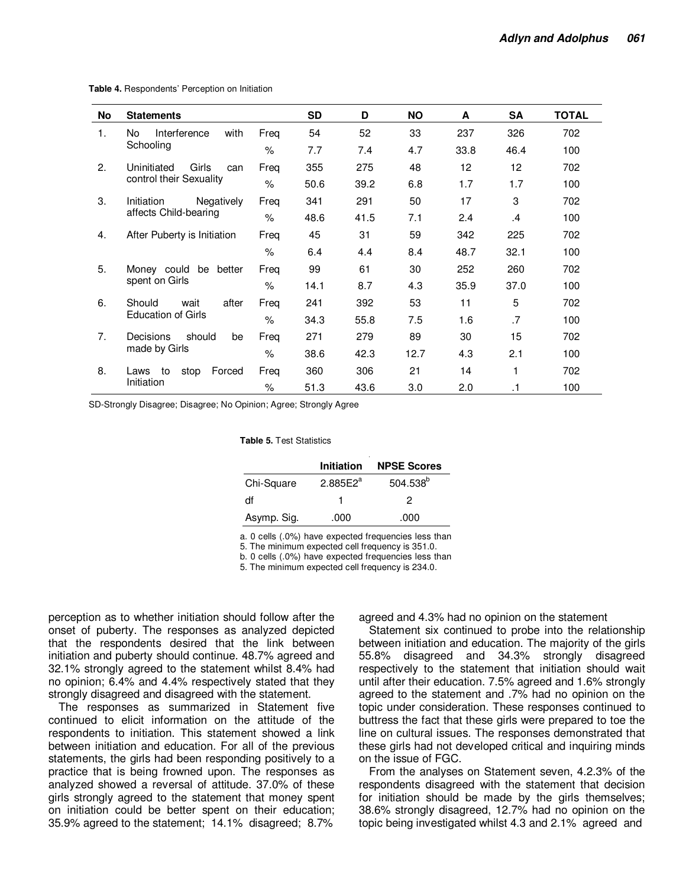**Table 4.** Respondents' Perception on Initiation

| No | Statements | | SD | D | NO | A | SA | TOTAL |
|---|---|---|---|---|---|---|---|---|
| 1. | No Interference with Schooling | Freq | 54 | 52 | 33 | 237 | 326 | 702 |
| | | % | 7.7 | 7.4 | 4.7 | 33.8 | 46.4 | 100 |
| 2. | Uninitiated Girls can control their Sexuality | Freq | 355 | 275 | 48 | 12 | 12 | 702 |
| | | % | 50.6 | 39.2 | 6.8 | 1.7 | 1.7 | 100 |
| 3. | Initiation Negatively affects Child-bearing | Freq | 341 | 291 | 50 | 17 | 3 | 702 |
| | | % | 48.6 | 41.5 | 7.1 | 2.4 | .4 | 100 |
| 4. | After Puberty is Initiation | Freq | 45 | 31 | 59 | 342 | 225 | 702 |
| | | % | 6.4 | 4.4 | 8.4 | 48.7 | 32.1 | 100 |
| 5. | Money could be better spent on Girls | Freq | 99 | 61 | 30 | 252 | 260 | 702 |
| | | % | 14.1 | 8.7 | 4.3 | 35.9 | 37.0 | 100 |
| 6. | Should wait after Education of Girls | Freq | 241 | 392 | 53 | 11 | 5 | 702 |
| | | % | 34.3 | 55.8 | 7.5 | 1.6 | .7 | 100 |
| 7. | Decisions should be made by Girls | Freq | 271 | 279 | 89 | 30 | 15 | 702 |
| | | % | 38.6 | 42.3 | 12.7 | 4.3 | 2.1 | 100 |
| 8. | Laws to stop Forced Initiation | Freq | 360 | 306 | 21 | 14 | 1 | 702 |
| | | % | 51.3 | 43.6 | 3.0 | 2.0 | .1 | 100 |

SD-Strongly Disagree; Disagree; No Opinion; Agree; Strongly Agree

**Table 5.** Test Statistics

| | Initiation | NPSE Scores |
|---|---|---|
| Chi-Square | 2.885E2[a] | 504.538[b] |
| df | 1 | 2 |
| Asymp. Sig. | .000 | .000 |

a. 0 cells (.0%) have expected frequencies less than 5. The minimum expected cell frequency is 351.0.
b. 0 cells (.0%) have expected frequencies less than 5. The minimum expected cell frequency is 234.0.

perception as to whether initiation should follow after the onset of puberty. The responses as analyzed depicted that the respondents desired that the link between initiation and puberty should continue. 48.7% agreed and 32.1% strongly agreed to the statement whilst 8.4% had no opinion; 6.4% and 4.4% respectively stated that they strongly disagreed and disagreed with the statement.

The responses as summarized in Statement five continued to elicit information on the attitude of the respondents to initiation. This statement showed a link between initiation and education. For all of the previous statements, the girls had been responding positively to a practice that is being frowned upon. The responses as analyzed showed a reversal of attitude. 37.0% of these girls strongly agreed to the statement that money spent on initiation could be better spent on their education; 35.9% agreed to the statement; 14.1% disagreed; 8.7% agreed and 4.3% had no opinion on the statement

Statement six continued to probe into the relationship between initiation and education. The majority of the girls 55.8% disagreed and 34.3% strongly disagreed respectively to the statement that initiation should wait until after their education. 7.5% agreed and 1.6% strongly agreed to the statement and .7% had no opinion on the topic under consideration. These responses continued to buttress the fact that these girls were prepared to toe the line on cultural issues. The responses demonstrated that these girls had not developed critical and inquiring minds on the issue of FGC.

From the analyses on Statement seven, 4.2.3% of the respondents disagreed with the statement that decision for initiation should be made by the girls themselves; 38.6% strongly disagreed, 12.7% had no opinion on the topic being investigated whilst 4.3 and 2.1% agreed and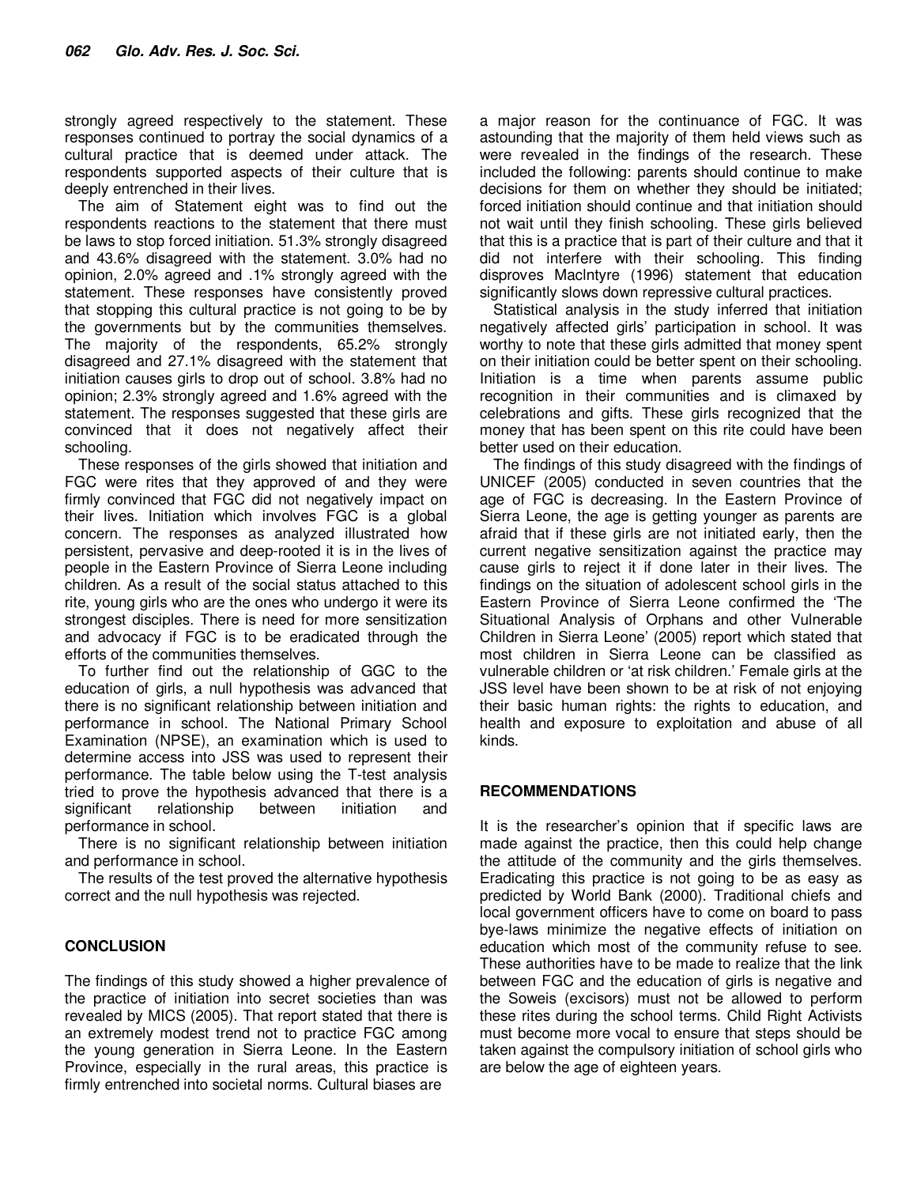strongly agreed respectively to the statement. These responses continued to portray the social dynamics of a cultural practice that is deemed under attack. The respondents supported aspects of their culture that is deeply entrenched in their lives.

The aim of Statement eight was to find out the respondents reactions to the statement that there must be laws to stop forced initiation. 51.3% strongly disagreed and 43.6% disagreed with the statement. 3.0% had no opinion, 2.0% agreed and .1% strongly agreed with the statement. These responses have consistently proved that stopping this cultural practice is not going to be by the governments but by the communities themselves. The majority of the respondents, 65.2% strongly disagreed and 27.1% disagreed with the statement that initiation causes girls to drop out of school. 3.8% had no opinion; 2.3% strongly agreed and 1.6% agreed with the statement. The responses suggested that these girls are convinced that it does not negatively affect their schooling.

These responses of the girls showed that initiation and FGC were rites that they approved of and they were firmly convinced that FGC did not negatively impact on their lives. Initiation which involves FGC is a global concern. The responses as analyzed illustrated how persistent, pervasive and deep-rooted it is in the lives of people in the Eastern Province of Sierra Leone including children. As a result of the social status attached to this rite, young girls who are the ones who undergo it were its strongest disciples. There is need for more sensitization and advocacy if FGC is to be eradicated through the efforts of the communities themselves.

To further find out the relationship of GGC to the education of girls, a null hypothesis was advanced that there is no significant relationship between initiation and performance in school. The National Primary School Examination (NPSE), an examination which is used to determine access into JSS was used to represent their performance. The table below using the T-test analysis tried to prove the hypothesis advanced that there is a significant relationship between initiation and performance in school.

There is no significant relationship between initiation and performance in school.

The results of the test proved the alternative hypothesis correct and the null hypothesis was rejected.

## CONCLUSION

The findings of this study showed a higher prevalence of the practice of initiation into secret societies than was revealed by MICS (2005). That report stated that there is an extremely modest trend not to practice FGC among the young generation in Sierra Leone. In the Eastern Province, especially in the rural areas, this practice is firmly entrenched into societal norms. Cultural biases are a major reason for the continuance of FGC. It was astounding that the majority of them held views such as were revealed in the findings of the research. These included the following: parents should continue to make decisions for them on whether they should be initiated; forced initiation should continue and that initiation should not wait until they finish schooling. These girls believed that this is a practice that is part of their culture and that it did not interfere with their schooling. This finding disproves MacIntyre (1996) statement that education significantly slows down repressive cultural practices.

Statistical analysis in the study inferred that initiation negatively affected girls' participation in school. It was worthy to note that these girls admitted that money spent on their initiation could be better spent on their schooling. Initiation is a time when parents assume public recognition in their communities and is climaxed by celebrations and gifts. These girls recognized that the money that has been spent on this rite could have been better used on their education.

The findings of this study disagreed with the findings of UNICEF (2005) conducted in seven countries that the age of FGC is decreasing. In the Eastern Province of Sierra Leone, the age is getting younger as parents are afraid that if these girls are not initiated early, then the current negative sensitization against the practice may cause girls to reject it if done later in their lives. The findings on the situation of adolescent school girls in the Eastern Province of Sierra Leone confirmed the 'The Situational Analysis of Orphans and other Vulnerable Children in Sierra Leone' (2005) report which stated that most children in Sierra Leone can be classified as vulnerable children or 'at risk children.' Female girls at the JSS level have been shown to be at risk of not enjoying their basic human rights: the rights to education, and health and exposure to exploitation and abuse of all kinds.

## RECOMMENDATIONS

It is the researcher's opinion that if specific laws are made against the practice, then this could help change the attitude of the community and the girls themselves. Eradicating this practice is not going to be as easy as predicted by World Bank (2000). Traditional chiefs and local government officers have to come on board to pass bye-laws minimize the negative effects of initiation on education which most of the community refuse to see. These authorities have to be made to realize that the link between FGC and the education of girls is negative and the Soweis (excisors) must not be allowed to perform these rites during the school terms. Child Right Activists must become more vocal to ensure that steps should be taken against the compulsory initiation of school girls who are below the age of eighteen years.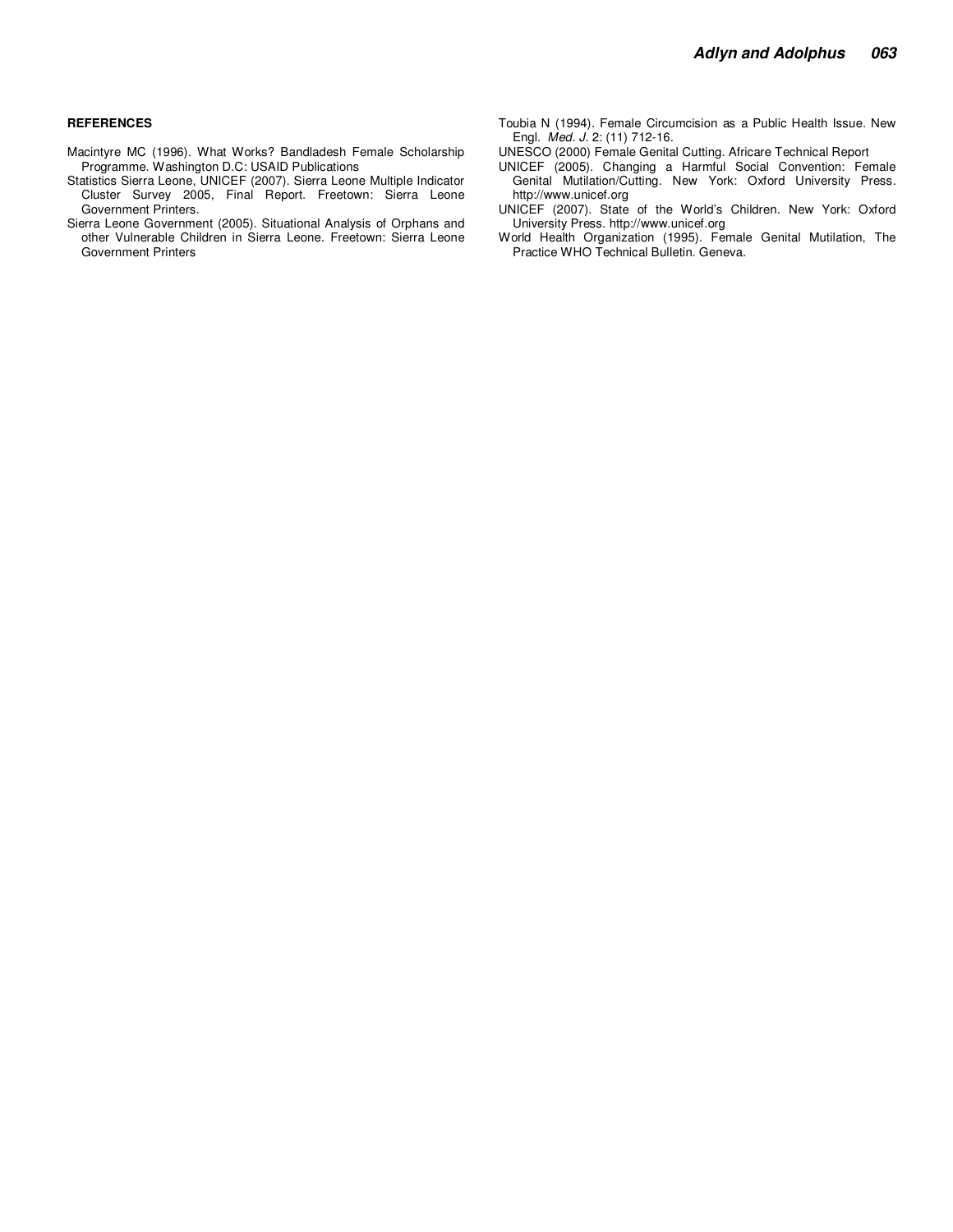## REFERENCES

Macintyre MC (1996). What Works? Bandladesh Female Scholarship Programme. Washington D.C: USAID Publications

Statistics Sierra Leone, UNICEF (2007). Sierra Leone Multiple Indicator Cluster Survey 2005, Final Report. Freetown: Sierra Leone Government Printers.

Sierra Leone Government (2005). Situational Analysis of Orphans and other Vulnerable Children in Sierra Leone. Freetown: Sierra Leone Government Printers

Toubia N (1994). Female Circumcision as a Public Health Issue. New Engl. *Med. J.* 2: (11) 712-16.

UNESCO (2000) Female Genital Cutting. Africare Technical Report

UNICEF (2005). Changing a Harmful Social Convention: Female Genital Mutilation/Cutting. New York: Oxford University Press. http://www.unicef.org

UNICEF (2007). State of the World's Children. New York: Oxford University Press. http://www.unicef.org

World Health Organization (1995). Female Genital Mutilation, The Practice WHO Technical Bulletin. Geneva.